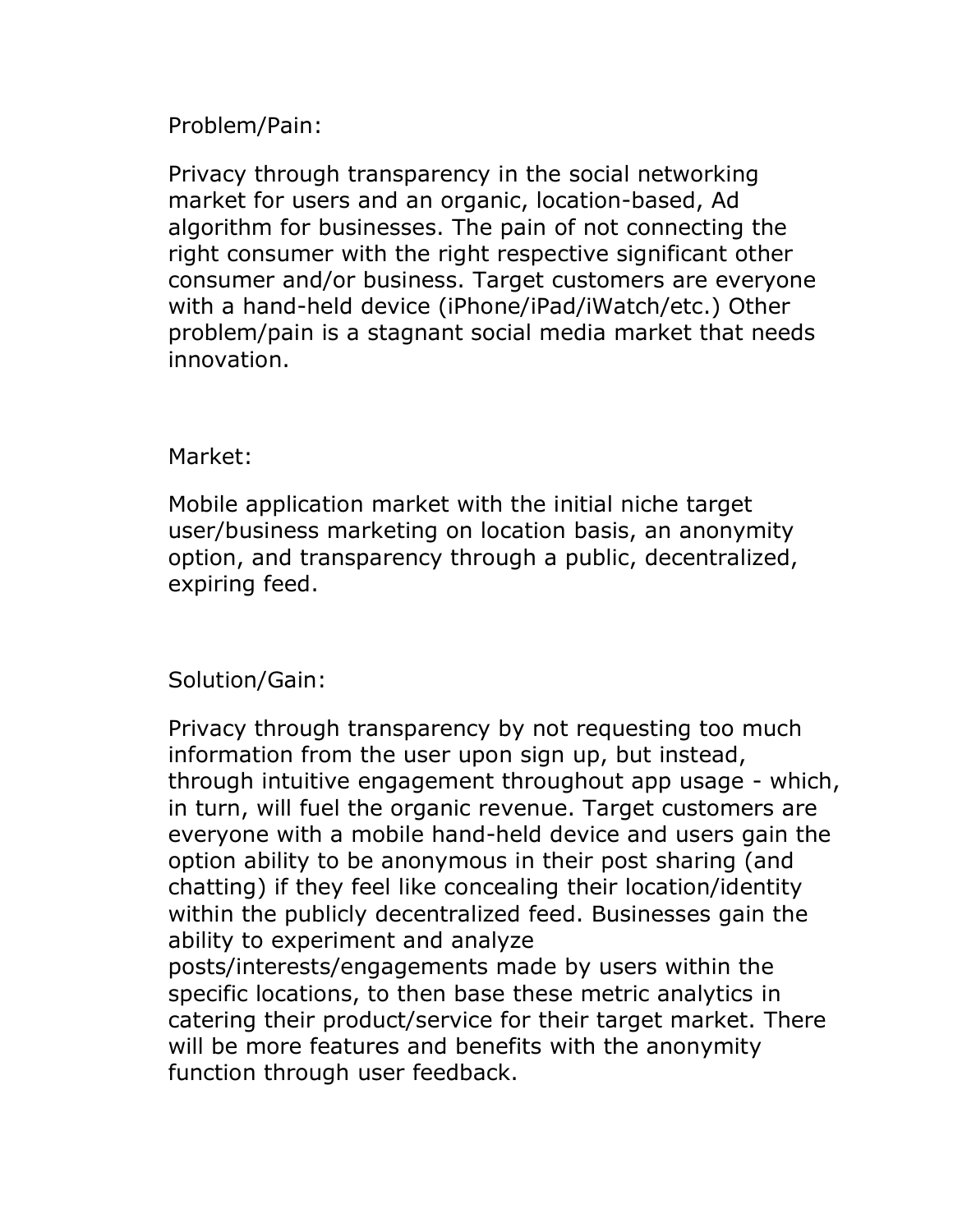Problem/Pain:

Privacy through transparency in the social networking market for users and an organic, location-based, Ad algorithm for businesses. The pain of not connecting the right consumer with the right respective significant other consumer and/or business. Target customers are everyone with a hand-held device (iPhone/iPad/iWatch/etc.) Other problem/pain is a stagnant social media market that needs innovation.

Market:

Mobile application market with the initial niche target user/business marketing on location basis, an anonymity option, and transparency through a public, decentralized, expiring feed.

Solution/Gain:

Privacy through transparency by not requesting too much information from the user upon sign up, but instead, through intuitive engagement throughout app usage - which, in turn, will fuel the organic revenue. Target customers are everyone with a mobile hand-held device and users gain the option ability to be anonymous in their post sharing (and chatting) if they feel like concealing their location/identity within the publicly decentralized feed. Businesses gain the ability to experiment and analyze posts/interests/engagements made by users within the specific locations, to then base these metric analytics in catering their product/service for their target market. There will be more features and benefits with the anonymity function through user feedback.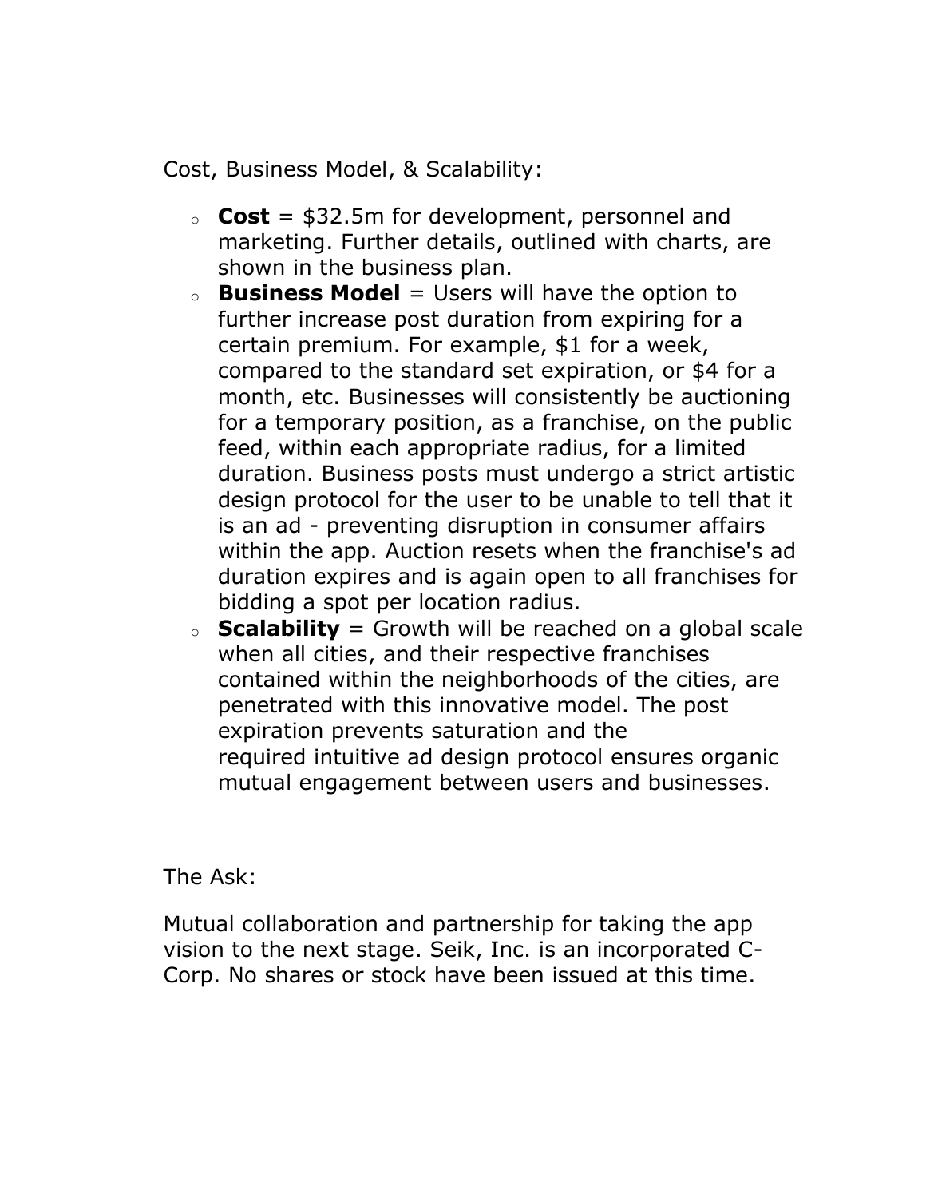Cost, Business Model, & Scalability:

- **Cost** = $32.5m for development, personnel and marketing. Further details, outlined with charts, are shown in the business plan.
- **Business Model** = Users will have the option to further increase post duration from expiring for a certain premium. For example, $1 for a week, compared to the standard set expiration, or $4 for a month, etc. Businesses will consistently be auctioning for a temporary position, as a franchise, on the public feed, within each appropriate radius, for a limited duration. Business posts must undergo a strict artistic design protocol for the user to be unable to tell that it is an ad - preventing disruption in consumer affairs within the app. Auction resets when the franchise's ad duration expires and is again open to all franchises for bidding a spot per location radius.
- **Scalability** = Growth will be reached on a global scale when all cities, and their respective franchises contained within the neighborhoods of the cities, are penetrated with this innovative model. The post expiration prevents saturation and the required intuitive ad design protocol ensures organic mutual engagement between users and businesses.

The Ask:

Mutual collaboration and partnership for taking the app vision to the next stage. Seik, Inc. is an incorporated C-Corp. No shares or stock have been issued at this time.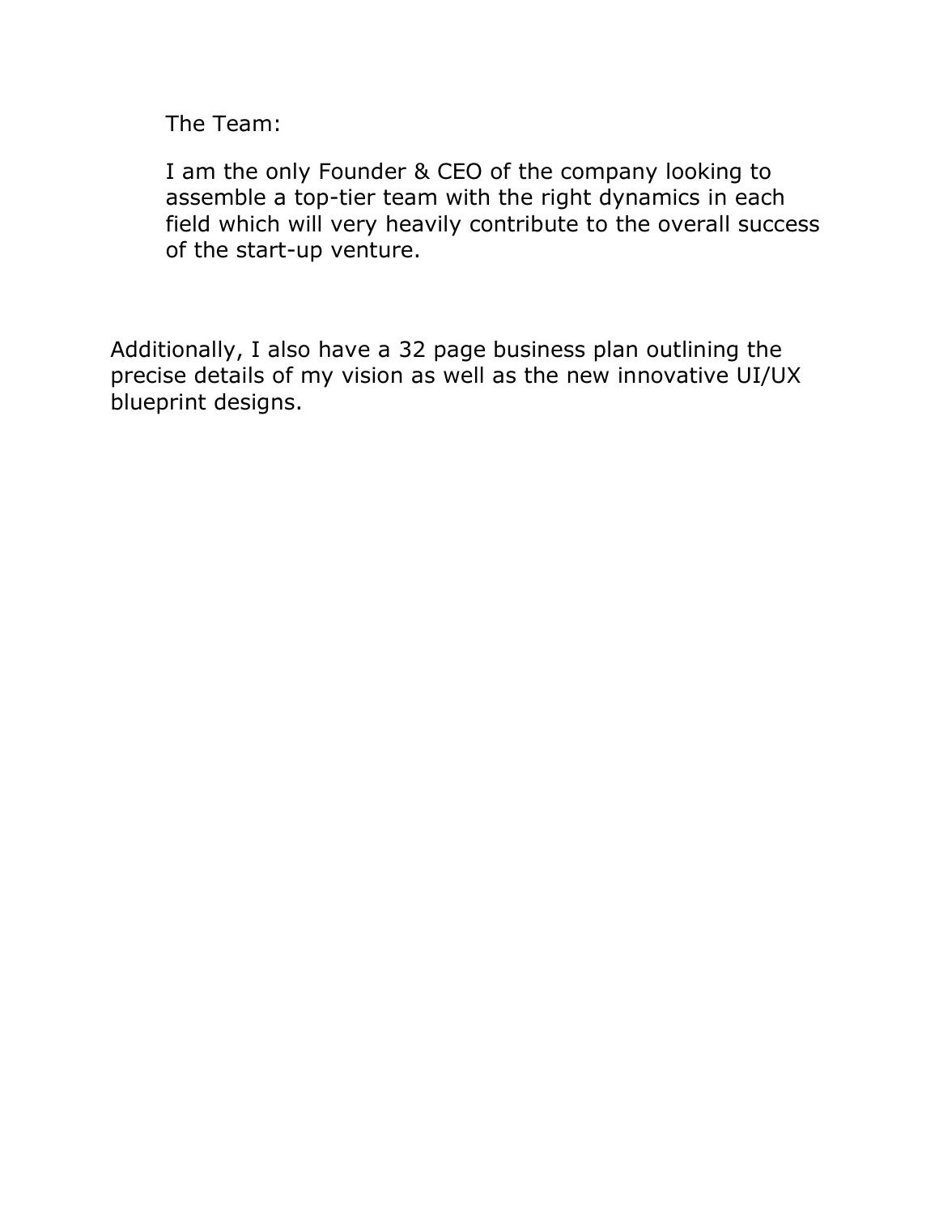The Team:

I am the only Founder & CEO of the company looking to assemble a top-tier team with the right dynamics in each field which will very heavily contribute to the overall success of the start-up venture.

Additionally, I also have a 32 page business plan outlining the precise details of my vision as well as the new innovative UI/UX blueprint designs.